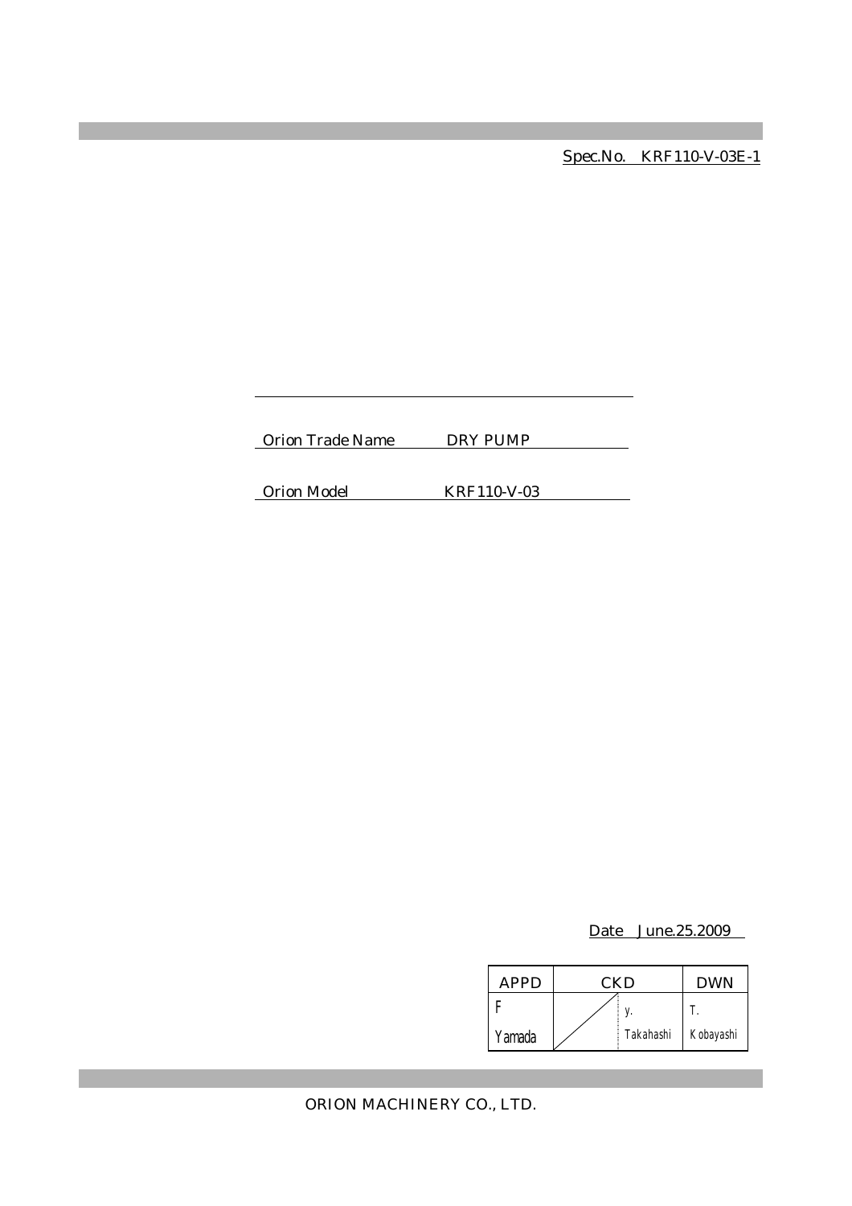Spec.No. KRF110-V-03E-1

Orion Trade Name DRY PUMP

Orion Model KRF110-V-03

Date June.25.2009

| APPD | CKD | | DWN |
|---|---|---|---|
| F<br>Yamada | | y.<br>Takahashi | T.<br>Kobayashi |

ORION MACHINERY CO., LTD.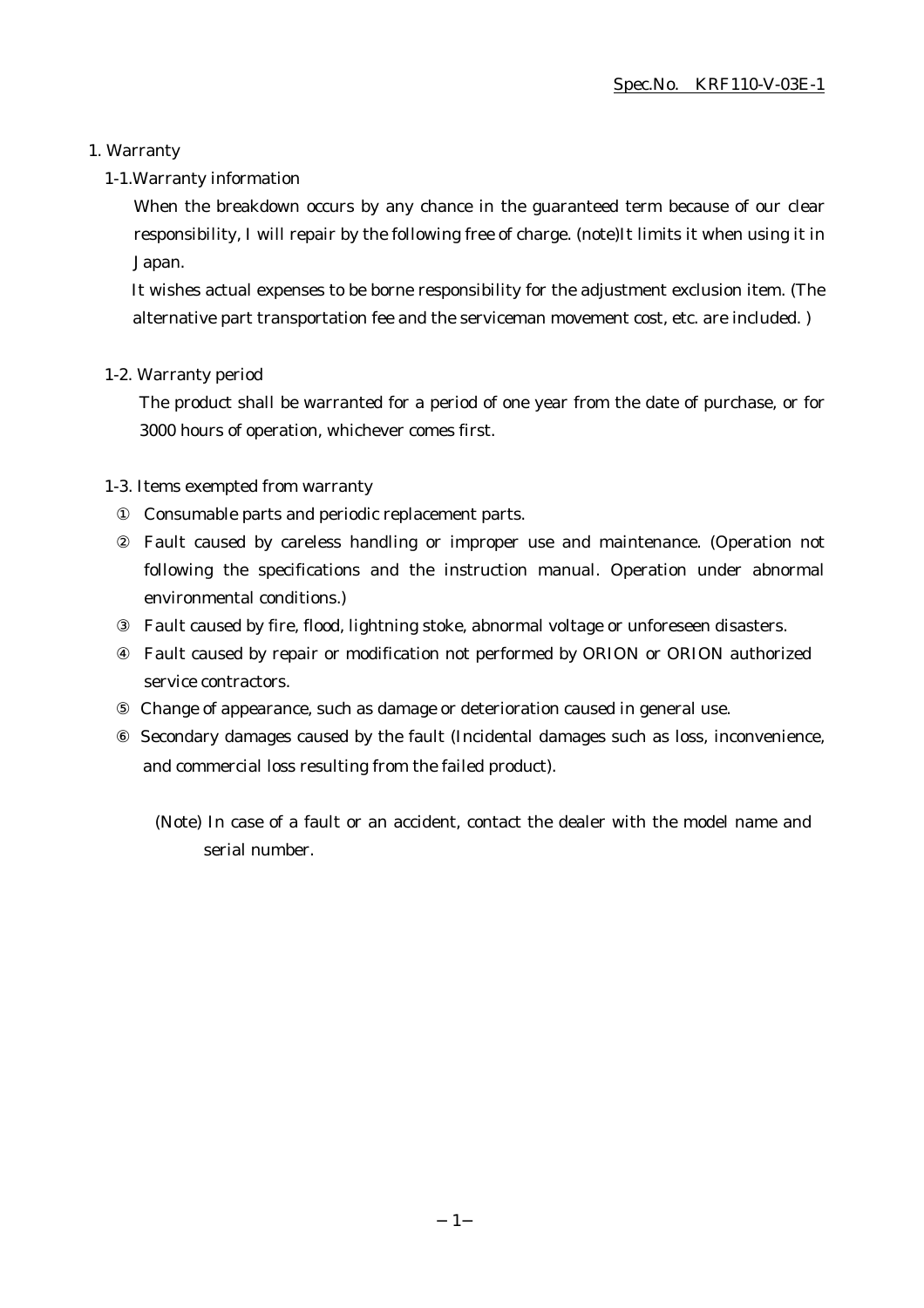# 1. Warranty

## 1-1.Warranty information

When the breakdown occurs by any chance in the guaranteed term because of our clear responsibility, I will repair by the following free of charge. (note)It limits it when using it in Japan.

It wishes actual expenses to be borne responsibility for the adjustment exclusion item. (The alternative part transportation fee and the serviceman movement cost, etc. are included. )

## 1-2. Warranty period

The product shall be warranted for a period of one year from the date of purchase, or for 3000 hours of operation, whichever comes first.

## 1-3. Items exempted from warranty

① Consumable parts and periodic replacement parts.

② Fault caused by careless handling or improper use and maintenance. (Operation not following the specifications and the instruction manual. Operation under abnormal environmental conditions.)

③ Fault caused by fire, flood, lightning stoke, abnormal voltage or unforeseen disasters.

④ Fault caused by repair or modification not performed by ORION or ORION authorized service contractors.

⑤ Change of appearance, such as damage or deterioration caused in general use.

⑥ Secondary damages caused by the fault (Incidental damages such as loss, inconvenience, and commercial loss resulting from the failed product).

(Note) In case of a fault or an accident, contact the dealer with the model name and serial number.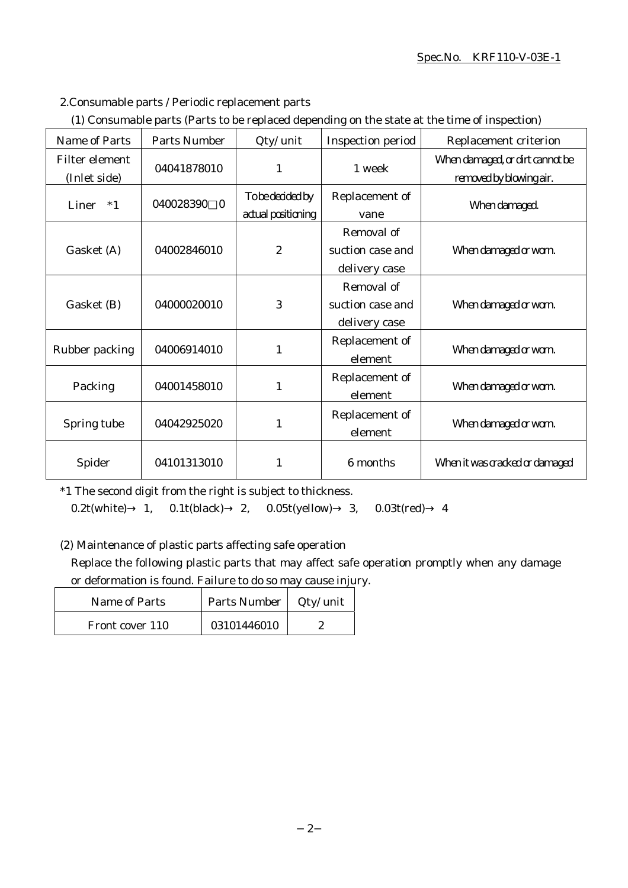## 2.Consumable parts / Periodic replacement parts

(1) Consumable parts (Parts to be replaced depending on the state at the time of inspection)

| Name of Parts | Parts Number | Qty/unit | Inspection period | Replacement criterion |
|---|---|---|---|---|
| Filter element (Inlet side) | 04041878010 | 1 | 1 week | When damaged, or dirt cannot be removed by blowing air. |
| Liner *1 | 040028390□0 | To be decided by actual positioning | Replacement of vane | When damaged. |
| Gasket (A) | 04002846010 | 2 | Removal of suction case and delivery case | When damaged or worn. |
| Gasket (B) | 04000020010 | 3 | Removal of suction case and delivery case | When damaged or worn. |
| Rubber packing | 04006914010 | 1 | Replacement of element | When damaged or worn. |
| Packing | 04001458010 | 1 | Replacement of element | When damaged or worn. |
| Spring tube | 04042925020 | 1 | Replacement of element | When damaged or worn. |
| Spider | 04101313010 | 1 | 6 months | When it was cracked or damaged |

*1 The second digit from the right is subject to thickness.
0.2t(white)→ 1, 0.1t(black)→ 2, 0.05t(yellow)→ 3, 0.03t(red)→ 4

(2) Maintenance of plastic parts affecting safe operation

Replace the following plastic parts that may affect safe operation promptly when any damage or deformation is found. Failure to do so may cause injury.

| Name of Parts | Parts Number | Qty/unit |
|---|---|---|
| Front cover 110 | 03101446010 | 2 |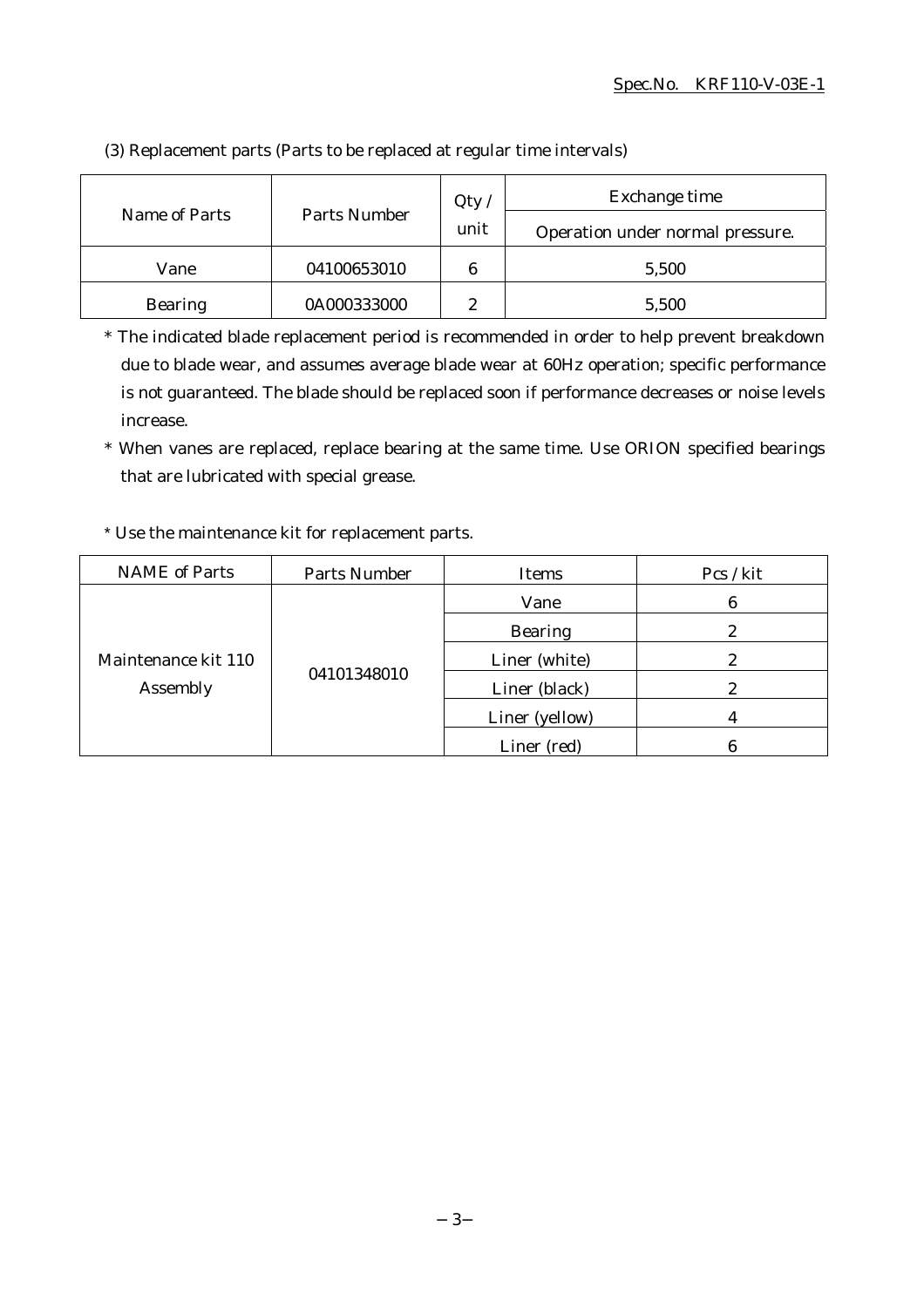(3) Replacement parts (Parts to be replaced at regular time intervals)

| Name of Parts | Parts Number | Qty / unit | Exchange time |
|---|---|---|---|
| | | | Operation under normal pressure. |
| Vane | 04100653010 | 6 | 5,500 |
| Bearing | 0A000333000 | 2 | 5,500 |

\* The indicated blade replacement period is recommended in order to help prevent breakdown due to blade wear, and assumes average blade wear at 60Hz operation; specific performance is not guaranteed. The blade should be replaced soon if performance decreases or noise levels increase.

\* When vanes are replaced, replace bearing at the same time. Use ORION specified bearings that are lubricated with special grease.

\* Use the maintenance kit for replacement parts.

| NAME of Parts | Parts Number | Items | Pcs / kit |
|---|---|---|---|
| Maintenance kit 110 Assembly | 04101348010 | Vane | 6 |
| | | Bearing | 2 |
| | | Liner (white) | 2 |
| | | Liner (black) | 2 |
| | | Liner (yellow) | 4 |
| | | Liner (red) | 6 |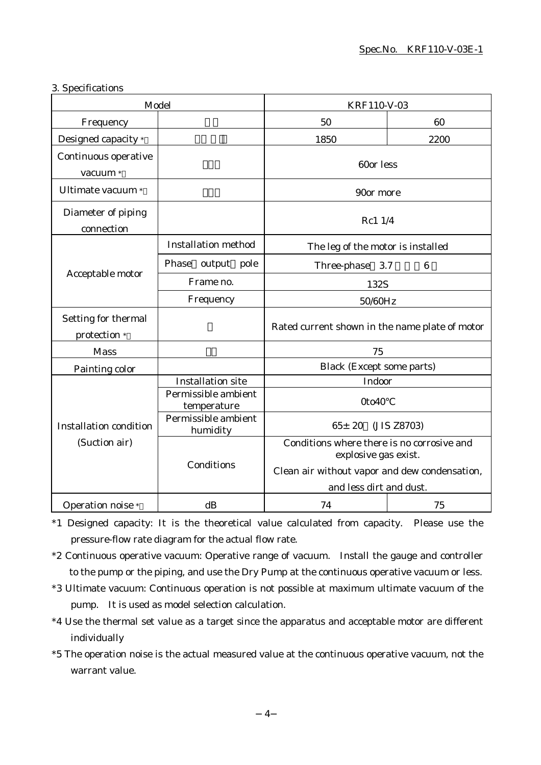## 3. Specifications

| Model | | KRF110-V-03 | |
|---|---|---|---|
| Frequency | | 50 | 60 |
| Designed capacity *1 | | 1850 | 2200 |
| Continuous operative vacuum *2 | | 60or less | |
| Ultimate vacuum *3 | | 90or more | |
| Diameter of piping connection | | Rc1 1/4 | |
| Acceptable motor | Installation method | The leg of the motor is installed | |
| | Phase output pole | Three-phase 3.7 6 | |
| | Frame no. | 132S | |
| | Frequency | 50/60Hz | |
| Setting for thermal protection *4 | | Rated current shown in the name plate of motor | |
| Mass | | 75 | |
| Painting color | | Black (Except some parts) | |
| Installation condition (Suction air) | Installation site | Indoor | |
| | Permissible ambient temperature | 0to40°C | |
| | Permissible ambient humidity | 65± 20 (JIS Z8703) | |
| | Conditions | Conditions where there is no corrosive and explosive gas exist. Clean air without vapor and dew condensation, and less dirt and dust. | |
| Operation noise *5 | dB | 74 | 75 |

*1 Designed capacity: It is the theoretical value calculated from capacity. Please use the pressure-flow rate diagram for the actual flow rate.

*2 Continuous operative vacuum: Operative range of vacuum. Install the gauge and controller to the pump or the piping, and use the Dry Pump at the continuous operative vacuum or less.

*3 Ultimate vacuum: Continuous operation is not possible at maximum ultimate vacuum of the pump. It is used as model selection calculation.

*4 Use the thermal set value as a target since the apparatus and acceptable motor are different individually

*5 The operation noise is the actual measured value at the continuous operative vacuum, not the warrant value.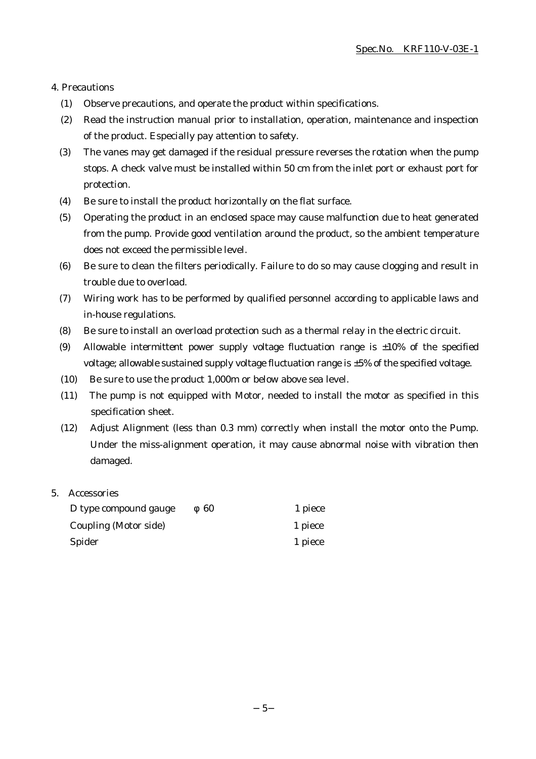## 4. Precautions

(1) Observe precautions, and operate the product within specifications.

(2) Read the instruction manual prior to installation, operation, maintenance and inspection of the product. Especially pay attention to safety.

(3) The vanes may get damaged if the residual pressure reverses the rotation when the pump stops. A check valve must be installed within 50 cm from the inlet port or exhaust port for protection.

(4) Be sure to install the product horizontally on the flat surface.

(5) Operating the product in an enclosed space may cause malfunction due to heat generated from the pump. Provide good ventilation around the product, so the ambient temperature does not exceed the permissible level.

(6) Be sure to clean the filters periodically. Failure to do so may cause clogging and result in trouble due to overload.

(7) Wiring work has to be performed by qualified personnel according to applicable laws and in-house regulations.

(8) Be sure to install an overload protection such as a thermal relay in the electric circuit.

(9) Allowable intermittent power supply voltage fluctuation range is ±10% of the specified voltage; allowable sustained supply voltage fluctuation range is ±5% of the specified voltage.

(10) Be sure to use the product 1,000m or below above sea level.

(11) The pump is not equipped with Motor, needed to install the motor as specified in this specification sheet.

(12) Adjust Alignment (less than 0.3 mm) correctly when install the motor onto the Pump. Under the miss-alignment operation, it may cause abnormal noise with vibration then damaged.

## 5. Accessories

| | | |
|---|---|---|
| D type compound gauge | φ 60 | 1 piece |
| Coupling (Motor side) | | 1 piece |
| Spider | | 1 piece |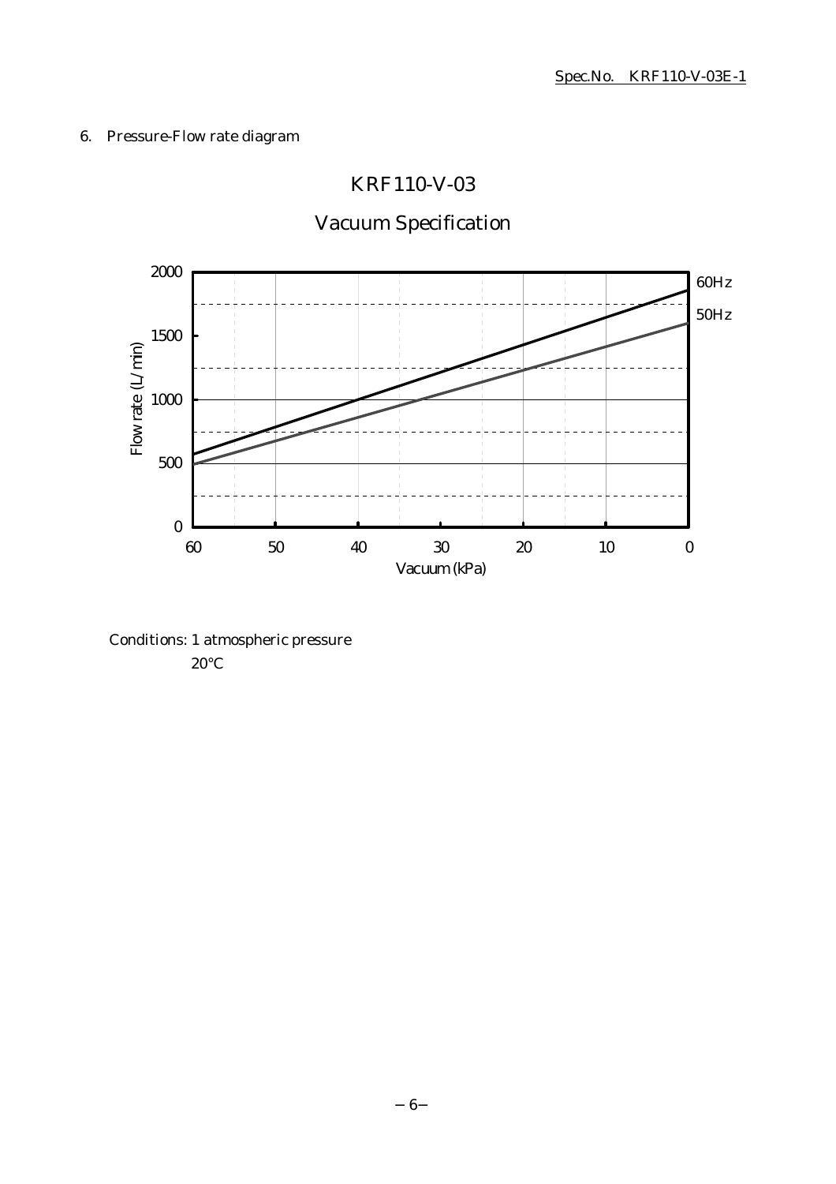Spec.No. KRF110-V-03E-1

## 6. Pressure-Flow rate diagram

### KRF110-V-03

### Vacuum Specification

Flow rate (L/min) vs. Vacuum (kPa)

- 60Hz
- 50Hz

Conditions: 1 atmospheric pressure
20°C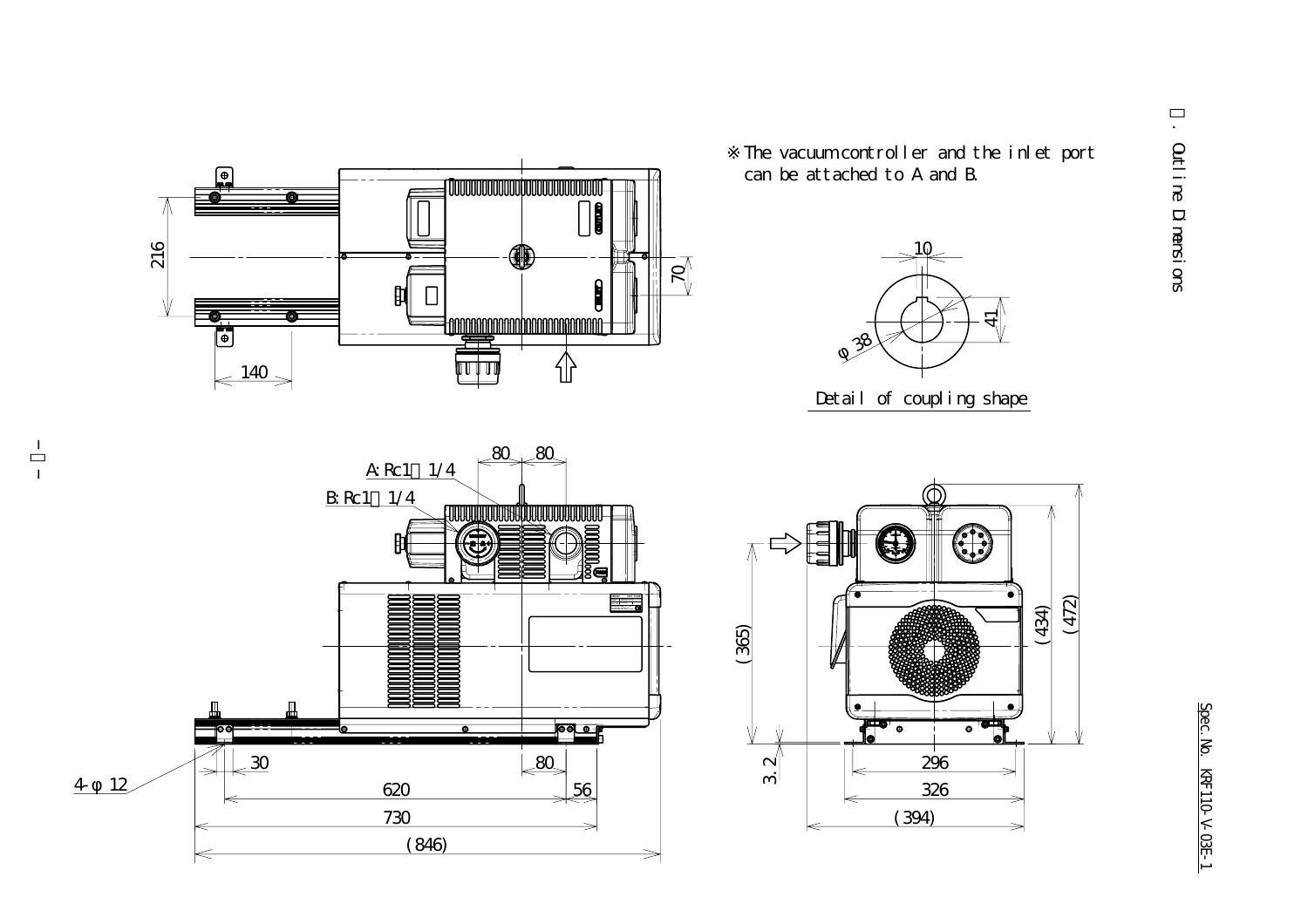## □. Outline Dimensions

※ The vacuum controller and the inlet port can be attached to A and B.

216

70

140

10

φ 38

41

Detail of coupling shape

80 80

A: Rc1 1/4

B: Rc1 1/4

(365)

(434)

(472)

4-φ 12

30

80

620

56

730

(846)

3.2

296

326

(394)

Spec. No. KRF110-V-03E-1